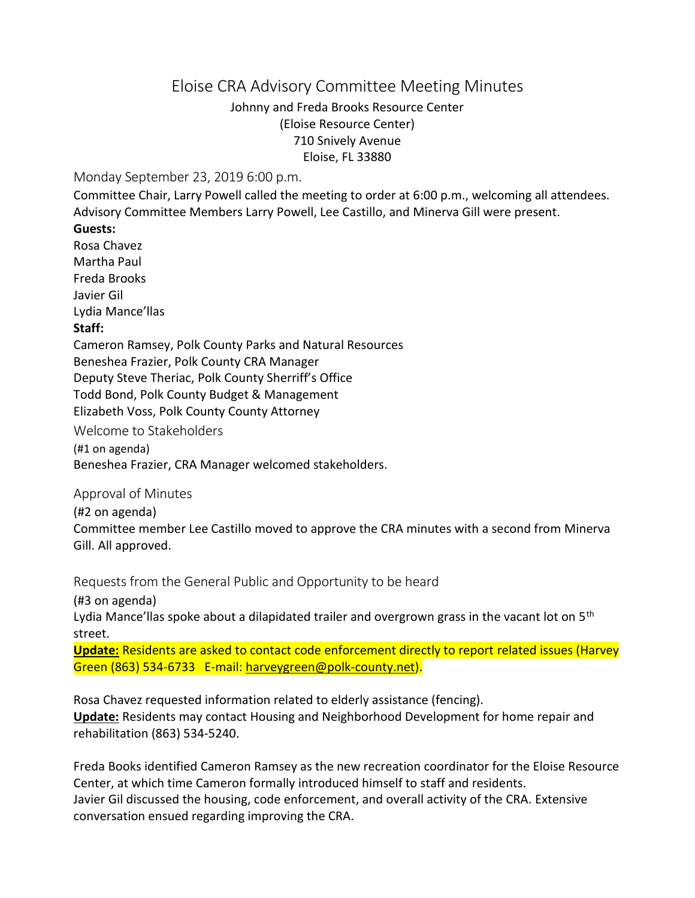# Eloise CRA Advisory Committee Meeting Minutes

Johnny and Freda Brooks Resource Center
(Eloise Resource Center)
710 Snively Avenue
Eloise, FL 33880

## Monday September 23, 2019 6:00 p.m.

Committee Chair, Larry Powell called the meeting to order at 6:00 p.m., welcoming all attendees. Advisory Committee Members Larry Powell, Lee Castillo, and Minerva Gill were present.

**Guests:**

Rosa Chavez
Martha Paul
Freda Brooks
Javier Gil
Lydia Mance'llas

**Staff:**

Cameron Ramsey, Polk County Parks and Natural Resources
Beneshea Frazier, Polk County CRA Manager
Deputy Steve Theriac, Polk County Sherriff's Office
Todd Bond, Polk County Budget & Management
Elizabeth Voss, Polk County County Attorney

## Welcome to Stakeholders

(#1 on agenda)

Beneshea Frazier, CRA Manager welcomed stakeholders.

## Approval of Minutes

(#2 on agenda)

Committee member Lee Castillo moved to approve the CRA minutes with a second from Minerva Gill. All approved.

## Requests from the General Public and Opportunity to be heard

(#3 on agenda)

Lydia Mance'llas spoke about a dilapidated trailer and overgrown grass in the vacant lot on 5th street.

**Update:** Residents are asked to contact code enforcement directly to report related issues (Harvey Green (863) 534-6733 E-mail: harveygreen@polk-county.net).

Rosa Chavez requested information related to elderly assistance (fencing).

**Update:** Residents may contact Housing and Neighborhood Development for home repair and rehabilitation (863) 534-5240.

Freda Books identified Cameron Ramsey as the new recreation coordinator for the Eloise Resource Center, at which time Cameron formally introduced himself to staff and residents.

Javier Gil discussed the housing, code enforcement, and overall activity of the CRA. Extensive conversation ensued regarding improving the CRA.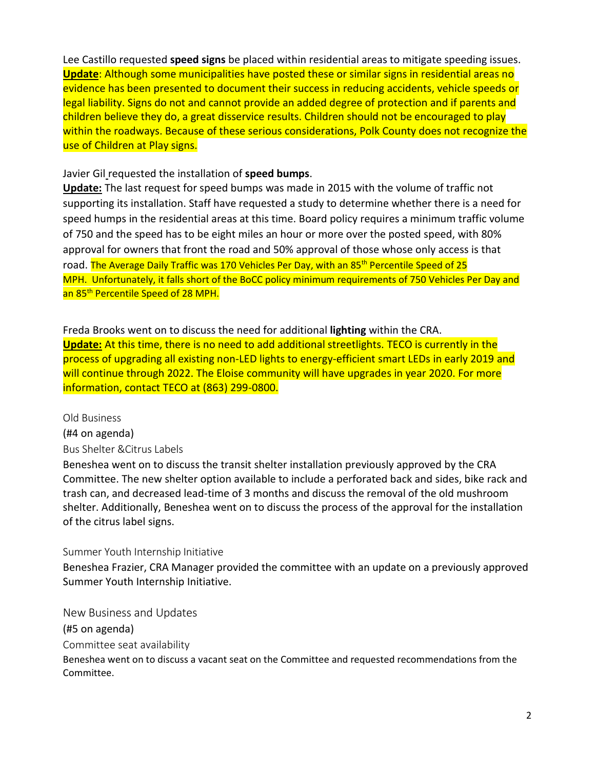Lee Castillo requested **speed signs** be placed within residential areas to mitigate speeding issues. **Update**: Although some municipalities have posted these or similar signs in residential areas no evidence has been presented to document their success in reducing accidents, vehicle speeds or legal liability. Signs do not and cannot provide an added degree of protection and if parents and children believe they do, a great disservice results. Children should not be encouraged to play within the roadways. Because of these serious considerations, Polk County does not recognize the use of Children at Play signs.

Javier Gil requested the installation of **speed bumps**.
**Update:** The last request for speed bumps was made in 2015 with the volume of traffic not supporting its installation. Staff have requested a study to determine whether there is a need for speed humps in the residential areas at this time. Board policy requires a minimum traffic volume of 750 and the speed has to be eight miles an hour or more over the posted speed, with 80% approval for owners that front the road and 50% approval of those whose only access is that road. The Average Daily Traffic was 170 Vehicles Per Day, with an 85th Percentile Speed of 25 MPH. Unfortunately, it falls short of the BoCC policy minimum requirements of 750 Vehicles Per Day and an 85th Percentile Speed of 28 MPH.

Freda Brooks went on to discuss the need for additional **lighting** within the CRA.
**Update:** At this time, there is no need to add additional streetlights. TECO is currently in the process of upgrading all existing non-LED lights to energy-efficient smart LEDs in early 2019 and will continue through 2022. The Eloise community will have upgrades in year 2020. For more information, contact TECO at (863) 299-0800.

## Old Business

(#4 on agenda)

### Bus Shelter &Citrus Labels

Beneshea went on to discuss the transit shelter installation previously approved by the CRA Committee. The new shelter option available to include a perforated back and sides, bike rack and trash can, and decreased lead-time of 3 months and discuss the removal of the old mushroom shelter. Additionally, Beneshea went on to discuss the process of the approval for the installation of the citrus label signs.

### Summer Youth Internship Initiative

Beneshea Frazier, CRA Manager provided the committee with an update on a previously approved Summer Youth Internship Initiative.

## New Business and Updates

(#5 on agenda)

### Committee seat availability

Beneshea went on to discuss a vacant seat on the Committee and requested recommendations from the Committee.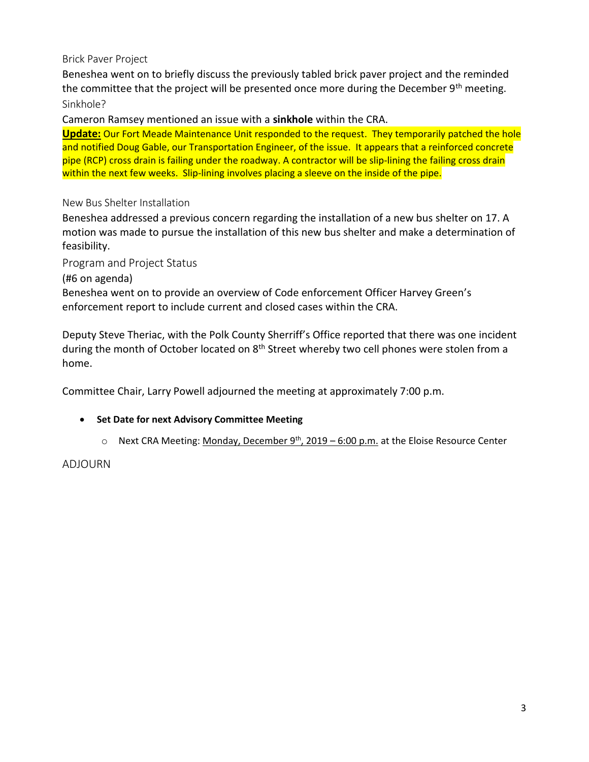### Brick Paver Project

Beneshea went on to briefly discuss the previously tabled brick paver project and the reminded the committee that the project will be presented once more during the December 9th meeting.

### Sinkhole?

Cameron Ramsey mentioned an issue with a **sinkhole** within the CRA.

**Update:** Our Fort Meade Maintenance Unit responded to the request. They temporarily patched the hole and notified Doug Gable, our Transportation Engineer, of the issue. It appears that a reinforced concrete pipe (RCP) cross drain is failing under the roadway. A contractor will be slip-lining the failing cross drain within the next few weeks. Slip-lining involves placing a sleeve on the inside of the pipe.

### New Bus Shelter Installation

Beneshea addressed a previous concern regarding the installation of a new bus shelter on 17. A motion was made to pursue the installation of this new bus shelter and make a determination of feasibility.

### Program and Project Status

(#6 on agenda)

Beneshea went on to provide an overview of Code enforcement Officer Harvey Green's enforcement report to include current and closed cases within the CRA.

Deputy Steve Theriac, with the Polk County Sherriff's Office reported that there was one incident during the month of October located on 8th Street whereby two cell phones were stolen from a home.

Committee Chair, Larry Powell adjourned the meeting at approximately 7:00 p.m.

- **Set Date for next Advisory Committee Meeting**
  - Next CRA Meeting: Monday, December 9th, 2019 – 6:00 p.m. at the Eloise Resource Center

## ADJOURN